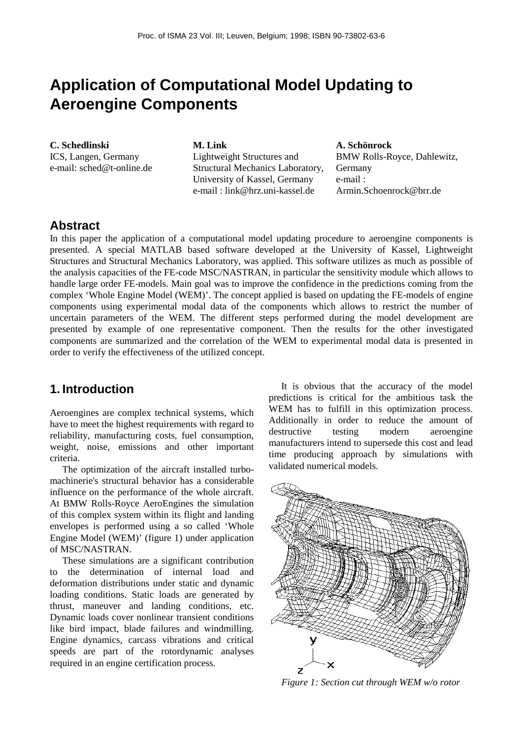Proc. of ISMA 23 Vol. III; Leuven, Belgium; 1998; ISBN 90-73802-63-6

# Application of Computational Model Updating to Aeroengine Components

**C. Schedlinski**
ICS, Langen, Germany
e-mail: sched@t-online.de

**M. Link**
Lightweight Structures and Structural Mechanics Laboratory, University of Kassel, Germany
e-mail : link@hrz.uni-kassel.de

**A. Schönrock**
BMW Rolls-Royce, Dahlewitz, Germany
e-mail : Armin.Schoenrock@brr.de

## Abstract

In this paper the application of a computational model updating procedure to aeroengine components is presented. A special MATLAB based software developed at the University of Kassel, Lightweight Structures and Structural Mechanics Laboratory, was applied. This software utilizes as much as possible of the analysis capacities of the FE-code MSC/NASTRAN, in particular the sensitivity module which allows to handle large order FE-models. Main goal was to improve the confidence in the predictions coming from the complex 'Whole Engine Model (WEM)'. The concept applied is based on updating the FE-models of engine components using experimental modal data of the components which allows to restrict the number of uncertain parameters of the WEM. The different steps performed during the model development are presented by example of one representative component. Then the results for the other investigated components are summarized and the correlation of the WEM to experimental modal data is presented in order to verify the effectiveness of the utilized concept.

## 1. Introduction

Aeroengines are complex technical systems, which have to meet the highest requirements with regard to reliability, manufacturing costs, fuel consumption, weight, noise, emissions and other important criteria.

The optimization of the aircraft installed turbomachinerie's structural behavior has a considerable influence on the performance of the whole aircraft. At BMW Rolls-Royce AeroEngines the simulation of this complex system within its flight and landing envelopes is performed using a so called 'Whole Engine Model (WEM)' (figure 1) under application of MSC/NASTRAN.

These simulations are a significant contribution to the determination of internal load and deformation distributions under static and dynamic loading conditions. Static loads are generated by thrust, maneuver and landing conditions, etc. Dynamic loads cover nonlinear transient conditions like bird impact, blade failures and windmilling. Engine dynamics, carcass vibrations and critical speeds are part of the rotordynamic analyses required in an engine certification process.

It is obvious that the accuracy of the model predictions is critical for the ambitious task the WEM has to fulfill in this optimization process. Additionally in order to reduce the amount of destructive testing modern aeroengine manufacturers intend to supersede this cost and lead time producing approach by simulations with validated numerical models.

*Figure 1: Section cut through WEM w/o rotor*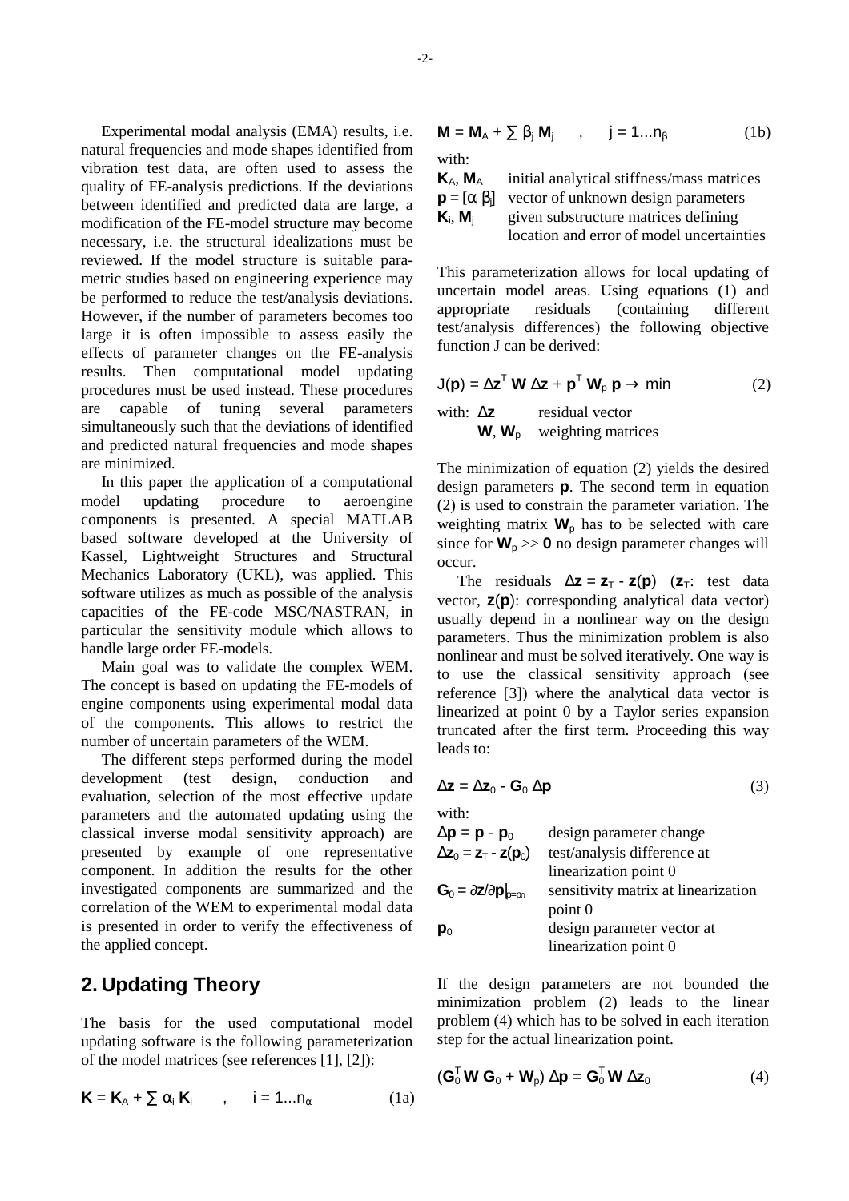Experimental modal analysis (EMA) results, i.e. natural frequencies and mode shapes identified from vibration test data, are often used to assess the quality of FE-analysis predictions. If the deviations between identified and predicted data are large, a modification of the FE-model structure may become necessary, i.e. the structural idealizations must be reviewed. If the model structure is suitable parametric studies based on engineering experience may be performed to reduce the test/analysis deviations. However, if the number of parameters becomes too large it is often impossible to assess easily the effects of parameter changes on the FE-analysis results. Then computational model updating procedures must be used instead. These procedures are capable of tuning several parameters simultaneously such that the deviations of identified and predicted natural frequencies and mode shapes are minimized.

In this paper the application of a computational model updating procedure to aeroengine components is presented. A special MATLAB based software developed at the University of Kassel, Lightweight Structures and Structural Mechanics Laboratory (UKL), was applied. This software utilizes as much as possible of the analysis capacities of the FE-code MSC/NASTRAN, in particular the sensitivity module which allows to handle large order FE-models.

Main goal was to validate the complex WEM. The concept is based on updating the FE-models of engine components using experimental modal data of the components. This allows to restrict the number of uncertain parameters of the WEM.

The different steps performed during the model development (test design, conduction and evaluation, selection of the most effective update parameters and the automated updating using the classical inverse modal sensitivity approach) are presented by example of one representative component. In addition the results for the other investigated components are summarized and the correlation of the WEM to experimental modal data is presented in order to verify the effectiveness of the applied concept.

## 2. Updating Theory

The basis for the used computational model updating software is the following parameterization of the model matrices (see references [1], [2]):

$$\mathbf{K} = \mathbf{K}_A + \sum \alpha_i \mathbf{K}_i \quad , \quad i = 1 \ldots n_\alpha \tag{1a}$$

$$\mathbf{M} = \mathbf{M}_A + \sum \beta_j \mathbf{M}_j \quad , \quad j = 1 \ldots n_\beta \tag{1b}$$

with:

- $\mathbf{K}_A$, $\mathbf{M}_A$ — initial analytical stiffness/mass matrices
- $\mathbf{p} = [\alpha_i \; \beta_j]$ — vector of unknown design parameters
- $\mathbf{K}_i$, $\mathbf{M}_j$ — given substructure matrices defining location and error of model uncertainties

This parameterization allows for local updating of uncertain model areas. Using equations (1) and appropriate residuals (containing different test/analysis differences) the following objective function J can be derived:

$$J(\mathbf{p}) = \Delta\mathbf{z}^T \mathbf{W} \Delta\mathbf{z} + \mathbf{p}^T \mathbf{W}_p \mathbf{p} \rightarrow \min \tag{2}$$

with:

- $\Delta\mathbf{z}$ — residual vector
- $\mathbf{W}$, $\mathbf{W}_p$ — weighting matrices

The minimization of equation (2) yields the desired design parameters $\mathbf{p}$. The second term in equation (2) is used to constrain the parameter variation. The weighting matrix $\mathbf{W}_p$ has to be selected with care since for $\mathbf{W}_p >> \mathbf{0}$ no design parameter changes will occur.

The residuals $\Delta\mathbf{z} = \mathbf{z}_T - \mathbf{z}(\mathbf{p})$ ($\mathbf{z}_T$: test data vector, $\mathbf{z}(\mathbf{p})$: corresponding analytical data vector) usually depend in a nonlinear way on the design parameters. Thus the minimization problem is also nonlinear and must be solved iteratively. One way is to use the classical sensitivity approach (see reference [3]) where the analytical data vector is linearized at point 0 by a Taylor series expansion truncated after the first term. Proceeding this way leads to:

$$\Delta\mathbf{z} = \Delta\mathbf{z}_0 - \mathbf{G}_0 \Delta\mathbf{p} \tag{3}$$

with:

- $\Delta\mathbf{p} = \mathbf{p} - \mathbf{p}_0$ — design parameter change
- $\Delta\mathbf{z}_0 = \mathbf{z}_T - \mathbf{z}(\mathbf{p}_0)$ — test/analysis difference at linearization point 0
- $\mathbf{G}_0 = \partial\mathbf{z}/\partial\mathbf{p}|_{p=p_0}$ — sensitivity matrix at linearization point 0
- $\mathbf{p}_0$ — design parameter vector at linearization point 0

If the design parameters are not bounded the minimization problem (2) leads to the linear problem (4) which has to be solved in each iteration step for the actual linearization point.

$$(\mathbf{G}_0^T \mathbf{W} \mathbf{G}_0 + \mathbf{W}_p) \Delta\mathbf{p} = \mathbf{G}_0^T \mathbf{W} \Delta\mathbf{z}_0 \tag{4}$$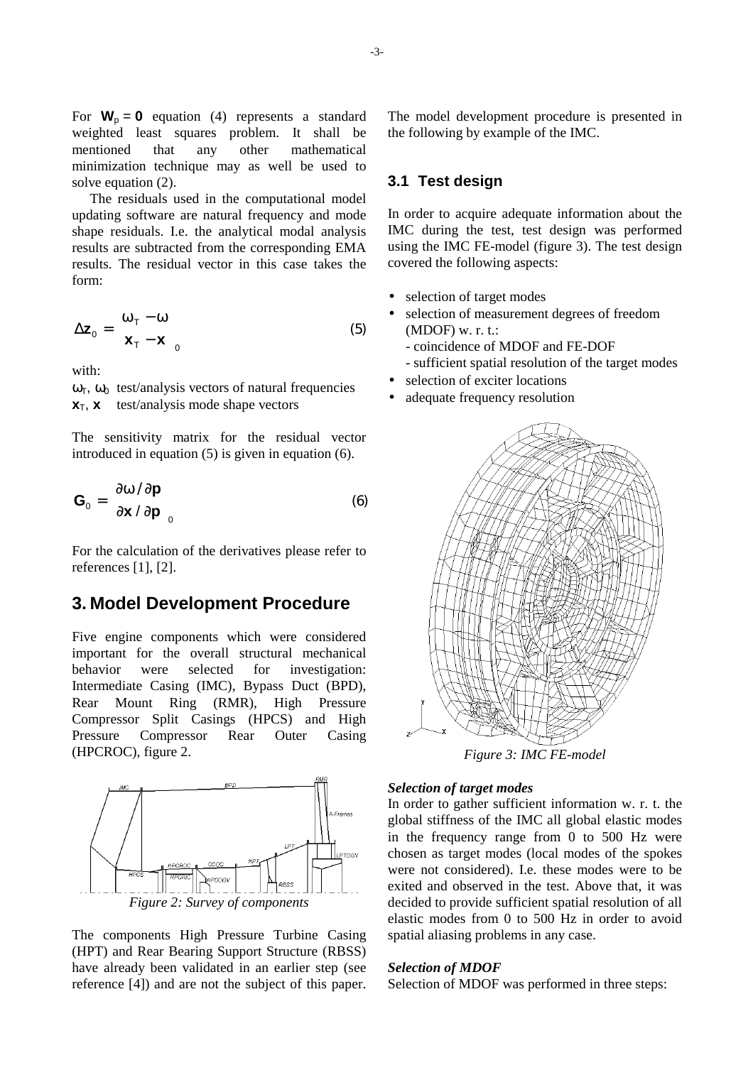For $\mathbf{W}_p = \mathbf{0}$ equation (4) represents a standard weighted least squares problem. It shall be mentioned that any other mathematical minimization technique may as well be used to solve equation (2).

The residuals used in the computational model updating software are natural frequency and mode shape residuals. I.e. the analytical modal analysis results are subtracted from the corresponding EMA results. The residual vector in this case takes the form:

$$\Delta \mathbf{z}_0 = \begin{Bmatrix} \omega_T - \omega \\ \mathbf{x}_T - \mathbf{x} \end{Bmatrix}_0 \qquad (5)$$

with:

$\omega_T$, $\omega_0$ test/analysis vectors of natural frequencies
$\mathbf{x}_T$, $\mathbf{x}$ test/analysis mode shape vectors

The sensitivity matrix for the residual vector introduced in equation (5) is given in equation (6).

$$\mathbf{G}_0 = \begin{bmatrix} \partial \omega / \partial \mathbf{p} \\ \partial \mathbf{x} / \partial \mathbf{p} \end{bmatrix}_0 \qquad (6)$$

For the calculation of the derivatives please refer to references [1], [2].

# 3. Model Development Procedure

Five engine components which were considered important for the overall structural mechanical behavior were selected for investigation: Intermediate Casing (IMC), Bypass Duct (BPD), Rear Mount Ring (RMR), High Pressure Compressor Split Casings (HPCS) and High Pressure Compressor Rear Outer Casing (HPCROC), figure 2.

*Figure 2: Survey of components*

The components High Pressure Turbine Casing (HPT) and Rear Bearing Support Structure (RBSS) have already been validated in an earlier step (see reference [4]) and are not the subject of this paper. The model development procedure is presented in the following by example of the IMC.

## 3.1 Test design

In order to acquire adequate information about the IMC during the test, test design was performed using the IMC FE-model (figure 3). The test design covered the following aspects:

- selection of target modes
- selection of measurement degrees of freedom (MDOF) w. r. t.:
  - coincidence of MDOF and FE-DOF
  - sufficient spatial resolution of the target modes
- selection of exciter locations
- adequate frequency resolution

*Figure 3: IMC FE-model*

***Selection of target modes***

In order to gather sufficient information w. r. t. the global stiffness of the IMC all global elastic modes in the frequency range from 0 to 500 Hz were chosen as target modes (local modes of the spokes were not considered). I.e. these modes were to be exited and observed in the test. Above that, it was decided to provide sufficient spatial resolution of all elastic modes from 0 to 500 Hz in order to avoid spatial aliasing problems in any case.

***Selection of MDOF***

Selection of MDOF was performed in three steps: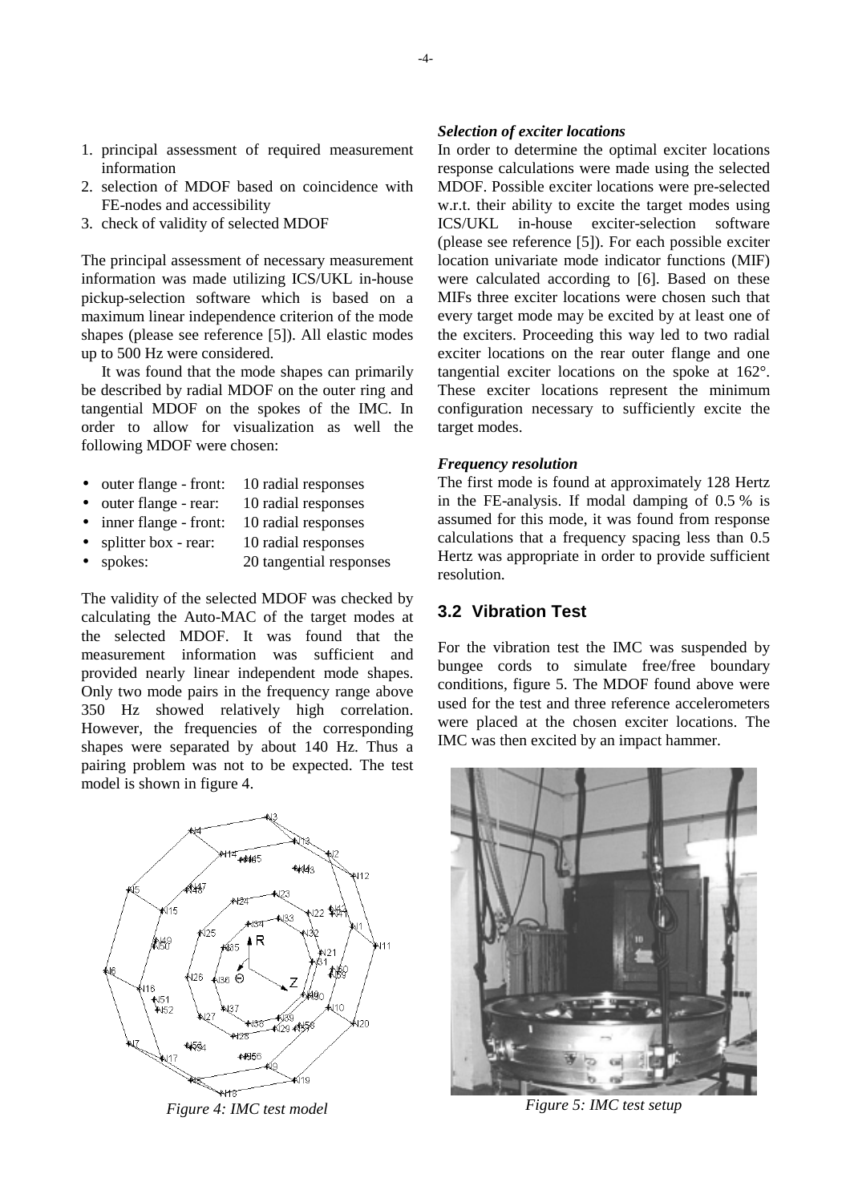1. principal assessment of required measurement information
2. selection of MDOF based on coincidence with FE-nodes and accessibility
3. check of validity of selected MDOF

The principal assessment of necessary measurement information was made utilizing ICS/UKL in-house pickup-selection software which is based on a maximum linear independence criterion of the mode shapes (please see reference [5]). All elastic modes up to 500 Hz were considered.

It was found that the mode shapes can primarily be described by radial MDOF on the outer ring and tangential MDOF on the spokes of the IMC. In order to allow for visualization as well the following MDOF were chosen:

- outer flange - front: 10 radial responses
- outer flange - rear: 10 radial responses
- inner flange - front: 10 radial responses
- splitter box - rear: 10 radial responses
- spokes: 20 tangential responses

The validity of the selected MDOF was checked by calculating the Auto-MAC of the target modes at the selected MDOF. It was found that the measurement information was sufficient and provided nearly linear independent mode shapes. Only two mode pairs in the frequency range above 350 Hz showed relatively high correlation. However, the frequencies of the corresponding shapes were separated by about 140 Hz. Thus a pairing problem was not to be expected. The test model is shown in figure 4.

*Figure 4: IMC test model*

### *Selection of exciter locations*

In order to determine the optimal exciter locations response calculations were made using the selected MDOF. Possible exciter locations were pre-selected w.r.t. their ability to excite the target modes using ICS/UKL in-house exciter-selection software (please see reference [5]). For each possible exciter location univariate mode indicator functions (MIF) were calculated according to [6]. Based on these MIFs three exciter locations were chosen such that every target mode may be excited by at least one of the exciters. Proceeding this way led to two radial exciter locations on the rear outer flange and one tangential exciter locations on the spoke at 162°. These exciter locations represent the minimum configuration necessary to sufficiently excite the target modes.

### *Frequency resolution*

The first mode is found at approximately 128 Hertz in the FE-analysis. If modal damping of 0.5 % is assumed for this mode, it was found from response calculations that a frequency spacing less than 0.5 Hertz was appropriate in order to provide sufficient resolution.

## 3.2 Vibration Test

For the vibration test the IMC was suspended by bungee cords to simulate free/free boundary conditions, figure 5. The MDOF found above were used for the test and three reference accelerometers were placed at the chosen exciter locations. The IMC was then excited by an impact hammer.

*Figure 5: IMC test setup*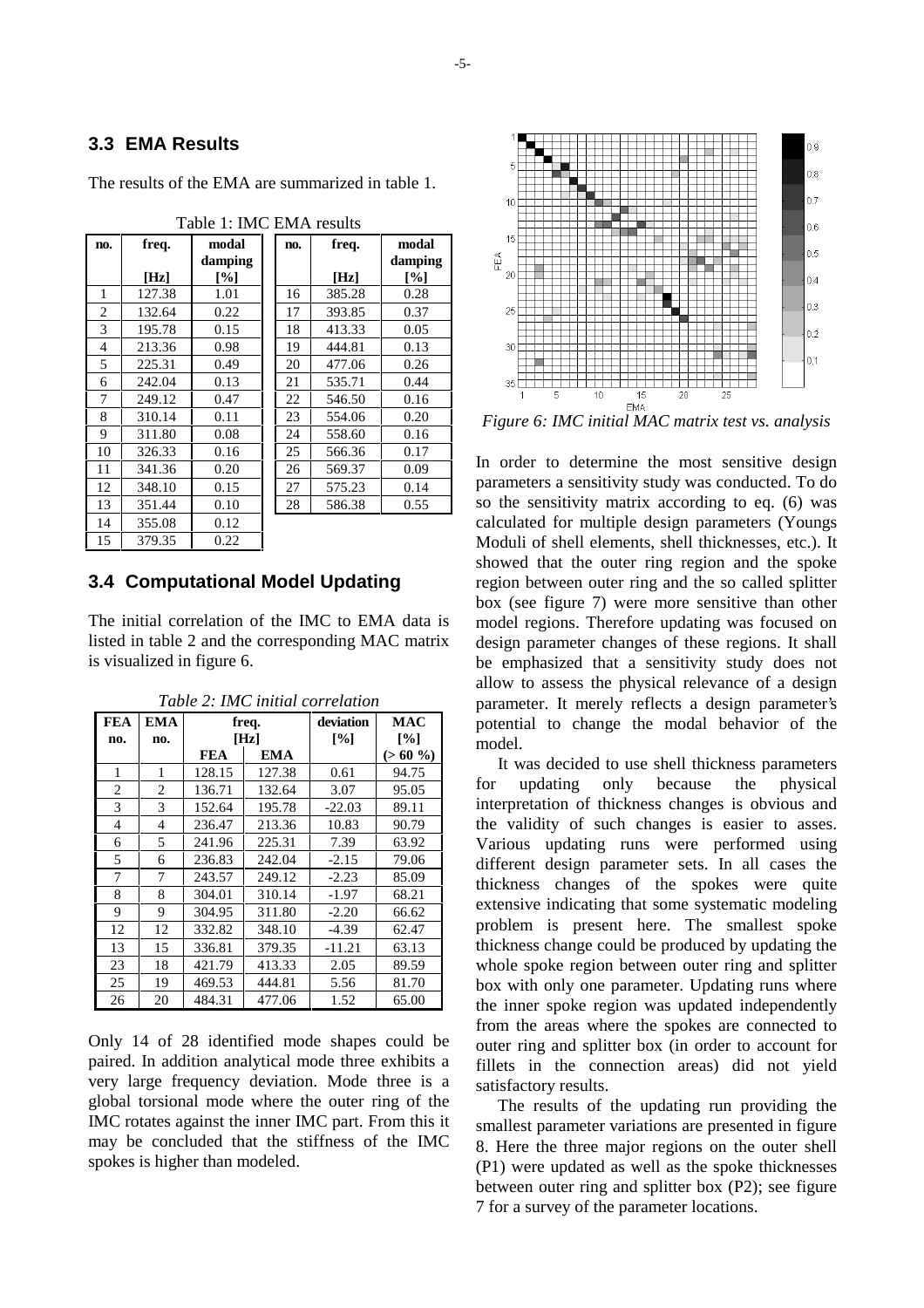### 3.3 EMA Results

The results of the EMA are summarized in table 1.

Table 1: IMC EMA results

| no. | freq. [Hz] | modal damping [%] | no. | freq. [Hz] | modal damping [%] |
|---|---|---|---|---|---|
| 1 | 127.38 | 1.01 | 16 | 385.28 | 0.28 |
| 2 | 132.64 | 0.22 | 17 | 393.85 | 0.37 |
| 3 | 195.78 | 0.15 | 18 | 413.33 | 0.05 |
| 4 | 213.36 | 0.98 | 19 | 444.81 | 0.13 |
| 5 | 225.31 | 0.49 | 20 | 477.06 | 0.26 |
| 6 | 242.04 | 0.13 | 21 | 535.71 | 0.44 |
| 7 | 249.12 | 0.47 | 22 | 546.50 | 0.16 |
| 8 | 310.14 | 0.11 | 23 | 554.06 | 0.20 |
| 9 | 311.80 | 0.08 | 24 | 558.60 | 0.16 |
| 10 | 326.33 | 0.16 | 25 | 566.36 | 0.17 |
| 11 | 341.36 | 0.20 | 26 | 569.37 | 0.09 |
| 12 | 348.10 | 0.15 | 27 | 575.23 | 0.14 |
| 13 | 351.44 | 0.10 | 28 | 586.38 | 0.55 |
| 14 | 355.08 | 0.12 | | | |
| 15 | 379.35 | 0.22 | | | |

### 3.4 Computational Model Updating

The initial correlation of the IMC to EMA data is listed in table 2 and the corresponding MAC matrix is visualized in figure 6.

*Table 2: IMC initial correlation*

| FEA no. | EMA no. | freq. [Hz] | | deviation [%] | MAC [%] |
|---|---|---|---|---|---|
| | | FEA | EMA | | (> 60 %) |
| 1 | 1 | 128.15 | 127.38 | 0.61 | 94.75 |
| 2 | 2 | 136.71 | 132.64 | 3.07 | 95.05 |
| 3 | 3 | 152.64 | 195.78 | -22.03 | 89.11 |
| 4 | 4 | 236.47 | 213.36 | 10.83 | 90.79 |
| 6 | 5 | 241.96 | 225.31 | 7.39 | 63.92 |
| 5 | 6 | 236.83 | 242.04 | -2.15 | 79.06 |
| 7 | 7 | 243.57 | 249.12 | -2.23 | 85.09 |
| 8 | 8 | 304.01 | 310.14 | -1.97 | 68.21 |
| 9 | 9 | 304.95 | 311.80 | -2.20 | 66.62 |
| 12 | 12 | 332.82 | 348.10 | -4.39 | 62.47 |
| 13 | 15 | 336.81 | 379.35 | -11.21 | 63.13 |
| 23 | 18 | 421.79 | 413.33 | 2.05 | 89.59 |
| 25 | 19 | 469.53 | 444.81 | 5.56 | 81.70 |
| 26 | 20 | 484.31 | 477.06 | 1.52 | 65.00 |

Only 14 of 28 identified mode shapes could be paired. In addition analytical mode three exhibits a very large frequency deviation. Mode three is a global torsional mode where the outer ring of the IMC rotates against the inner IMC part. From this it may be concluded that the stiffness of the IMC spokes is higher than modeled.

*Figure 6: IMC initial MAC matrix test vs. analysis*

In order to determine the most sensitive design parameters a sensitivity study was conducted. To do so the sensitivity matrix according to eq. (6) was calculated for multiple design parameters (Youngs Moduli of shell elements, shell thicknesses, etc.). It showed that the outer ring region and the spoke region between outer ring and the so called splitter box (see figure 7) were more sensitive than other model regions. Therefore updating was focused on design parameter changes of these regions. It shall be emphasized that a sensitivity study does not allow to assess the physical relevance of a design parameter. It merely reflects a design parameter's potential to change the modal behavior of the model.

It was decided to use shell thickness parameters for updating only because the physical interpretation of thickness changes is obvious and the validity of such changes is easier to asses. Various updating runs were performed using different design parameter sets. In all cases the thickness changes of the spokes were quite extensive indicating that some systematic modeling problem is present here. The smallest spoke thickness change could be produced by updating the whole spoke region between outer ring and splitter box with only one parameter. Updating runs where the inner spoke region was updated independently from the areas where the spokes are connected to outer ring and splitter box (in order to account for fillets in the connection areas) did not yield satisfactory results.

The results of the updating run providing the smallest parameter variations are presented in figure 8. Here the three major regions on the outer shell (P1) were updated as well as the spoke thicknesses between outer ring and splitter box (P2); see figure 7 for a survey of the parameter locations.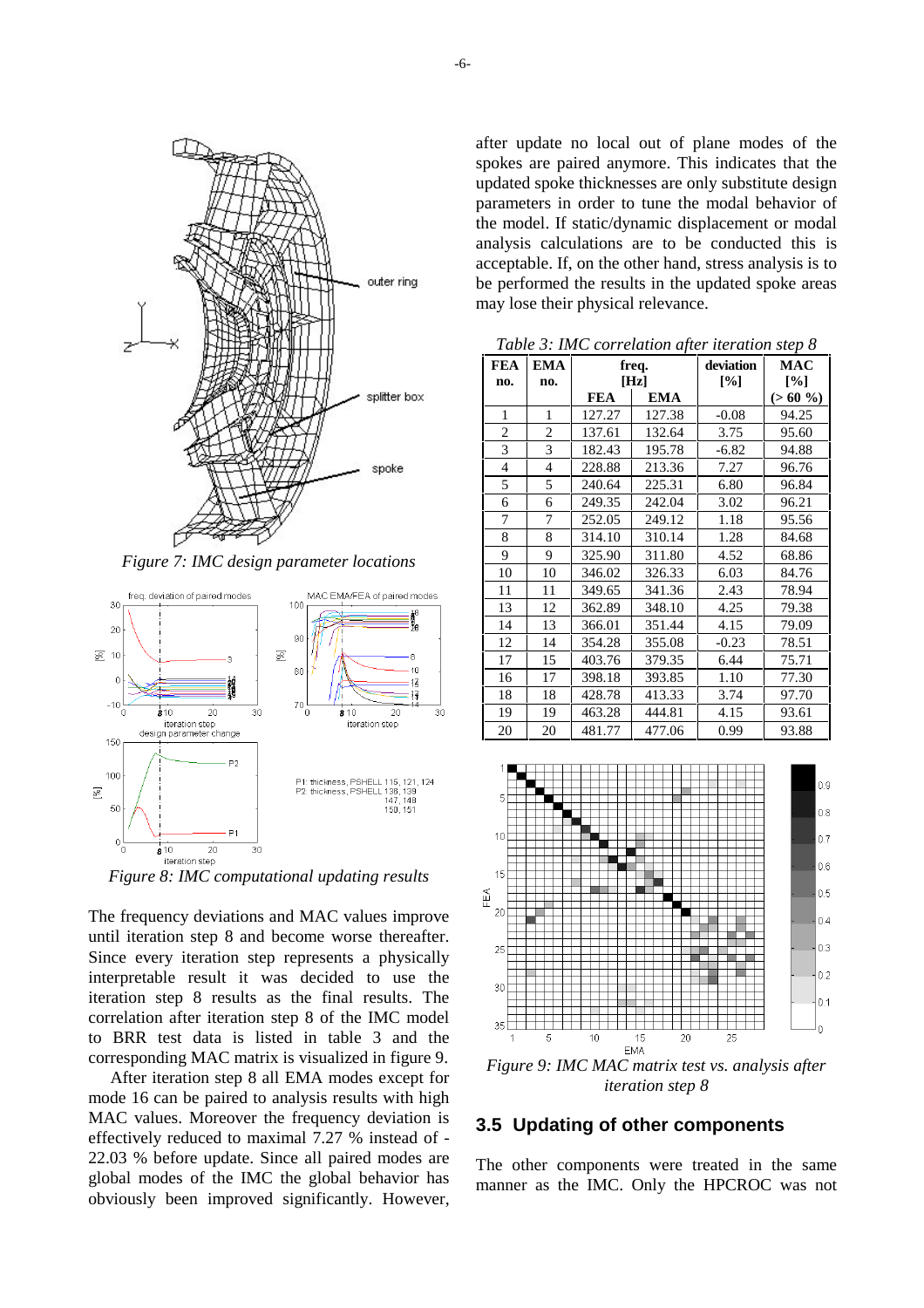Figure 7: IMC design parameter locations

Figure 8: IMC computational updating results

The frequency deviations and MAC values improve until iteration step 8 and become worse thereafter. Since every iteration step represents a physically interpretable result it was decided to use the iteration step 8 results as the final results. The correlation after iteration step 8 of the IMC model to BRR test data is listed in table 3 and the corresponding MAC matrix is visualized in figure 9.

After iteration step 8 all EMA modes except for mode 16 can be paired to analysis results with high MAC values. Moreover the frequency deviation is effectively reduced to maximal 7.27 % instead of -22.03 % before update. Since all paired modes are global modes of the IMC the global behavior has obviously been improved significantly. However, after update no local out of plane modes of the spokes are paired anymore. This indicates that the updated spoke thicknesses are only substitute design parameters in order to tune the modal behavior of the model. If static/dynamic displacement or modal analysis calculations are to be conducted this is acceptable. If, on the other hand, stress analysis is to be performed the results in the updated spoke areas may lose their physical relevance.

*Table 3: IMC correlation after iteration step 8*

| FEA no. | EMA no. | freq. [Hz] FEA | freq. [Hz] EMA | deviation [%] | MAC [%] (> 60 %) |
|---|---|---|---|---|---|
| 1 | 1 | 127.27 | 127.38 | -0.08 | 94.25 |
| 2 | 2 | 137.61 | 132.64 | 3.75 | 95.60 |
| 3 | 3 | 182.43 | 195.78 | -6.82 | 94.88 |
| 4 | 4 | 228.88 | 213.36 | 7.27 | 96.76 |
| 5 | 5 | 240.64 | 225.31 | 6.80 | 96.84 |
| 6 | 6 | 249.35 | 242.04 | 3.02 | 96.21 |
| 7 | 7 | 252.05 | 249.12 | 1.18 | 95.56 |
| 8 | 8 | 314.10 | 310.14 | 1.28 | 84.68 |
| 9 | 9 | 325.90 | 311.80 | 4.52 | 68.86 |
| 10 | 10 | 346.02 | 326.33 | 6.03 | 84.76 |
| 11 | 11 | 349.65 | 341.36 | 2.43 | 78.94 |
| 13 | 12 | 362.89 | 348.10 | 4.25 | 79.38 |
| 14 | 13 | 366.01 | 351.44 | 4.15 | 79.09 |
| 12 | 14 | 354.28 | 355.08 | -0.23 | 78.51 |
| 17 | 15 | 403.76 | 379.35 | 6.44 | 75.71 |
| 16 | 17 | 398.18 | 393.85 | 1.10 | 77.30 |
| 18 | 18 | 428.78 | 413.33 | 3.74 | 97.70 |
| 19 | 19 | 463.28 | 444.81 | 4.15 | 93.61 |
| 20 | 20 | 481.77 | 477.06 | 0.99 | 93.88 |

*Figure 9: IMC MAC matrix test vs. analysis after iteration step 8*

## 3.5 Updating of other components

The other components were treated in the same manner as the IMC. Only the HPCROC was not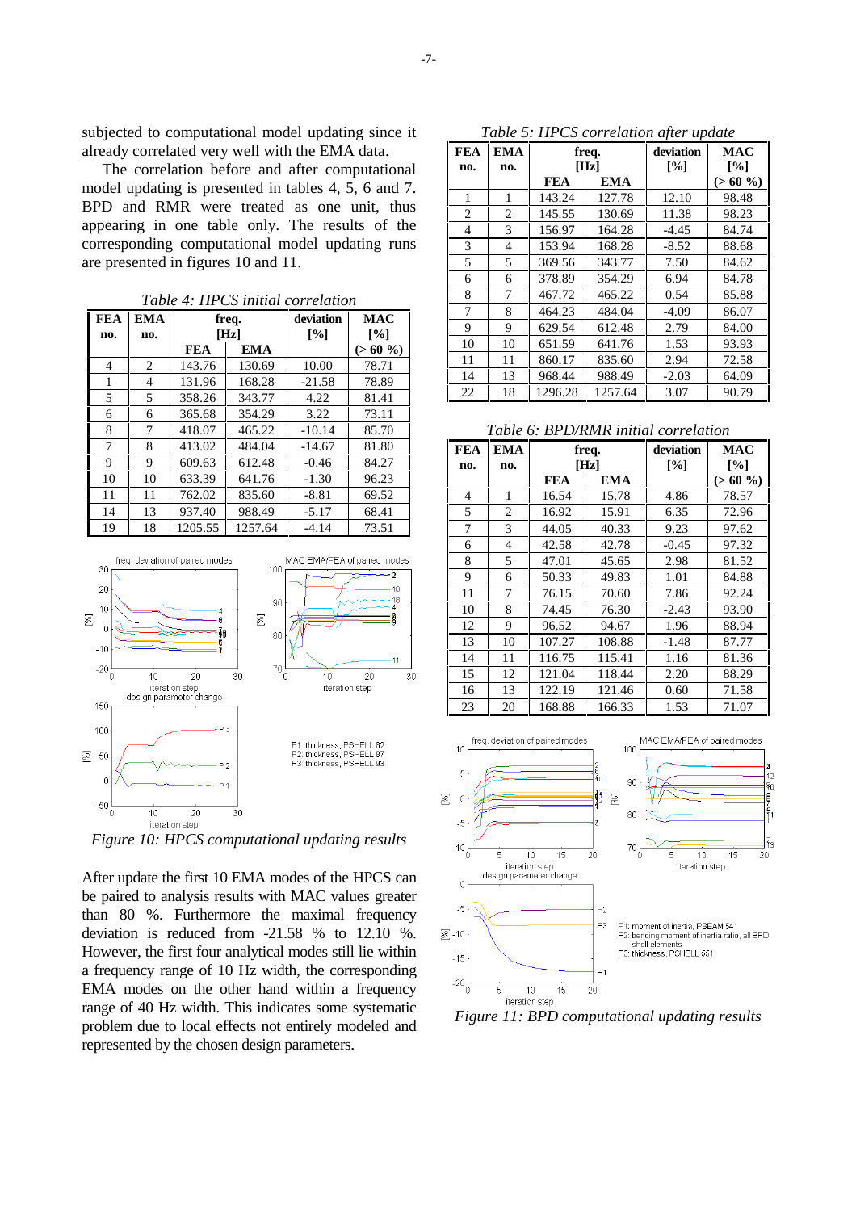subjected to computational model updating since it already correlated very well with the EMA data.

The correlation before and after computational model updating is presented in tables 4, 5, 6 and 7. BPD and RMR were treated as one unit, thus appearing in one table only. The results of the corresponding computational model updating runs are presented in figures 10 and 11.

*Table 4: HPCS initial correlation*

| FEA no. | EMA no. | freq. [Hz] | | deviation [%] | MAC [%] |
|---|---|---|---|---|---|
| | | FEA | EMA | | (> 60 %) |
| 4 | 2 | 143.76 | 130.69 | 10.00 | 78.71 |
| 1 | 4 | 131.96 | 168.28 | -21.58 | 78.89 |
| 5 | 5 | 358.26 | 343.77 | 4.22 | 81.41 |
| 6 | 6 | 365.68 | 354.29 | 3.22 | 73.11 |
| 8 | 7 | 418.07 | 465.22 | -10.14 | 85.70 |
| 7 | 8 | 413.02 | 484.04 | -14.67 | 81.80 |
| 9 | 9 | 609.63 | 612.48 | -0.46 | 84.27 |
| 10 | 10 | 633.39 | 641.76 | -1.30 | 96.23 |
| 11 | 11 | 762.02 | 835.60 | -8.81 | 69.52 |
| 14 | 13 | 937.40 | 988.49 | -5.17 | 68.41 |
| 19 | 18 | 1205.55 | 1257.64 | -4.14 | 73.51 |

*Figure 10: HPCS computational updating results*

After update the first 10 EMA modes of the HPCS can be paired to analysis results with MAC values greater than 80 %. Furthermore the maximal frequency deviation is reduced from -21.58 % to 12.10 %. However, the first four analytical modes still lie within a frequency range of 10 Hz width, the corresponding EMA modes on the other hand within a frequency range of 40 Hz width. This indicates some systematic problem due to local effects not entirely modeled and represented by the chosen design parameters.

*Table 5: HPCS correlation after update*

| FEA no. | EMA no. | freq. [Hz] | | deviation [%] | MAC [%] |
|---|---|---|---|---|---|
| | | FEA | EMA | | (> 60 %) |
| 1 | 1 | 143.24 | 127.78 | 12.10 | 98.48 |
| 2 | 2 | 145.55 | 130.69 | 11.38 | 98.23 |
| 4 | 3 | 156.97 | 164.28 | -4.45 | 84.74 |
| 3 | 4 | 153.94 | 168.28 | -8.52 | 88.68 |
| 5 | 5 | 369.56 | 343.77 | 7.50 | 84.62 |
| 6 | 6 | 378.89 | 354.29 | 6.94 | 84.78 |
| 8 | 7 | 467.72 | 465.22 | 0.54 | 85.88 |
| 7 | 8 | 464.23 | 484.04 | -4.09 | 86.07 |
| 9 | 9 | 629.54 | 612.48 | 2.79 | 84.00 |
| 10 | 10 | 651.59 | 641.76 | 1.53 | 93.93 |
| 11 | 11 | 860.17 | 835.60 | 2.94 | 72.58 |
| 14 | 13 | 968.44 | 988.49 | -2.03 | 64.09 |
| 22 | 18 | 1296.28 | 1257.64 | 3.07 | 90.79 |

*Table 6: BPD/RMR initial correlation*

| FEA no. | EMA no. | freq. [Hz] | | deviation [%] | MAC [%] |
|---|---|---|---|---|---|
| | | FEA | EMA | | (> 60 %) |
| 4 | 1 | 16.54 | 15.78 | 4.86 | 78.57 |
| 5 | 2 | 16.92 | 15.91 | 6.35 | 72.96 |
| 7 | 3 | 44.05 | 40.33 | 9.23 | 97.62 |
| 6 | 4 | 42.58 | 42.78 | -0.45 | 97.32 |
| 8 | 5 | 47.01 | 45.65 | 2.98 | 81.52 |
| 9 | 6 | 50.33 | 49.83 | 1.01 | 84.88 |
| 11 | 7 | 76.15 | 70.60 | 7.86 | 92.24 |
| 10 | 8 | 74.45 | 76.30 | -2.43 | 93.90 |
| 12 | 9 | 96.52 | 94.67 | 1.96 | 88.94 |
| 13 | 10 | 107.27 | 108.88 | -1.48 | 87.77 |
| 14 | 11 | 116.75 | 115.41 | 1.16 | 81.36 |
| 15 | 12 | 121.04 | 118.44 | 2.20 | 88.29 |
| 16 | 13 | 122.19 | 121.46 | 0.60 | 71.58 |
| 23 | 20 | 168.88 | 166.33 | 1.53 | 71.07 |

*Figure 11: BPD computational updating results*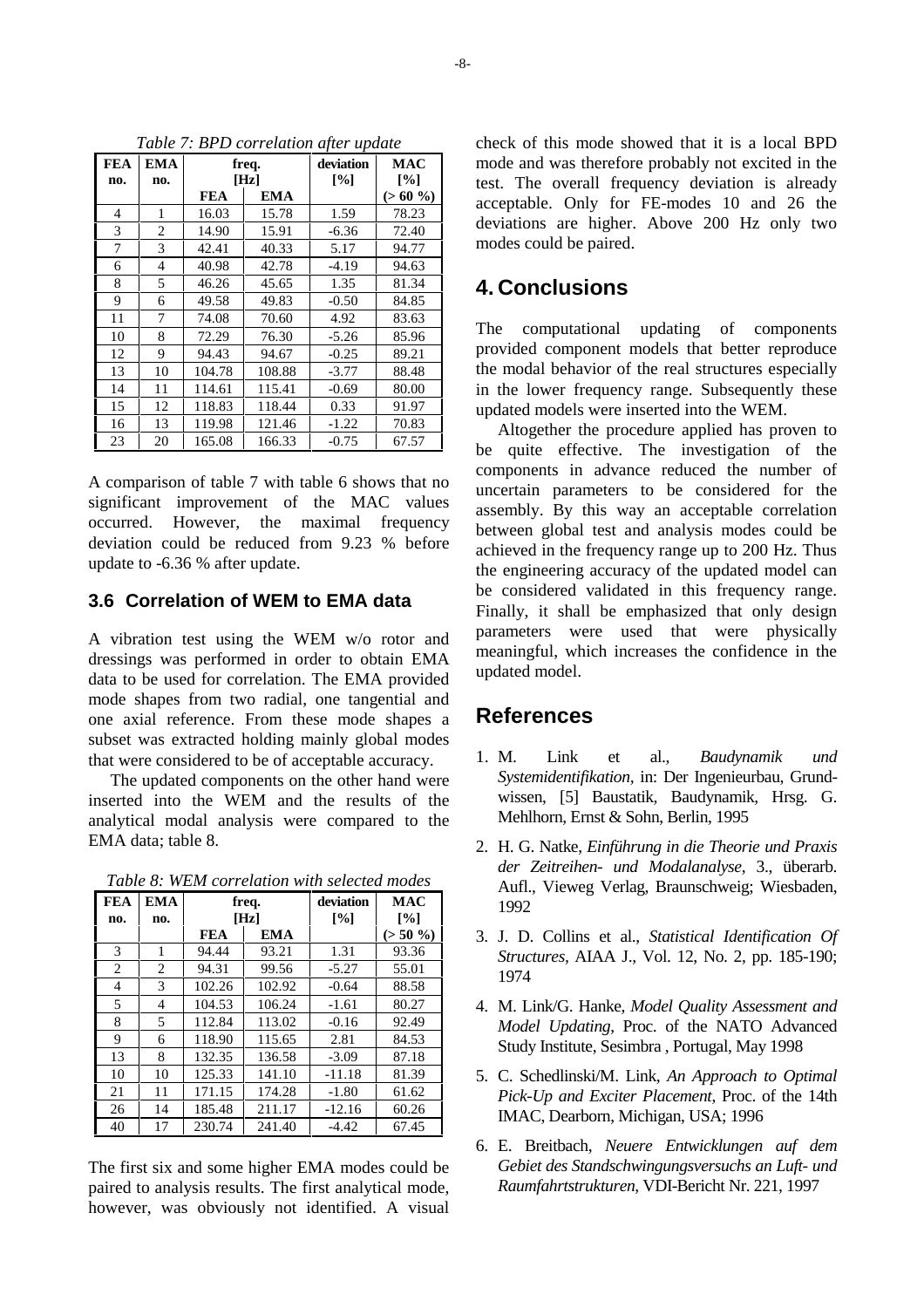*Table 7: BPD correlation after update*

| FEA no. | EMA no. | freq. [Hz] | | deviation [%] | MAC [%] |
|---|---|---|---|---|---|
| | | FEA | EMA | | (> 60 %) |
| 4 | 1 | 16.03 | 15.78 | 1.59 | 78.23 |
| 3 | 2 | 14.90 | 15.91 | -6.36 | 72.40 |
| 7 | 3 | 42.41 | 40.33 | 5.17 | 94.77 |
| 6 | 4 | 40.98 | 42.78 | -4.19 | 94.63 |
| 8 | 5 | 46.26 | 45.65 | 1.35 | 81.34 |
| 9 | 6 | 49.58 | 49.83 | -0.50 | 84.85 |
| 11 | 7 | 74.08 | 70.60 | 4.92 | 83.63 |
| 10 | 8 | 72.29 | 76.30 | -5.26 | 85.96 |
| 12 | 9 | 94.43 | 94.67 | -0.25 | 89.21 |
| 13 | 10 | 104.78 | 108.88 | -3.77 | 88.48 |
| 14 | 11 | 114.61 | 115.41 | -0.69 | 80.00 |
| 15 | 12 | 118.83 | 118.44 | 0.33 | 91.97 |
| 16 | 13 | 119.98 | 121.46 | -1.22 | 70.83 |
| 23 | 20 | 165.08 | 166.33 | -0.75 | 67.57 |

A comparison of table 7 with table 6 shows that no significant improvement of the MAC values occurred. However, the maximal frequency deviation could be reduced from 9.23 % before update to -6.36 % after update.

### 3.6 Correlation of WEM to EMA data

A vibration test using the WEM w/o rotor and dressings was performed in order to obtain EMA data to be used for correlation. The EMA provided mode shapes from two radial, one tangential and one axial reference. From these mode shapes a subset was extracted holding mainly global modes that were considered to be of acceptable accuracy.

The updated components on the other hand were inserted into the WEM and the results of the analytical modal analysis were compared to the EMA data; table 8.

*Table 8: WEM correlation with selected modes*

| FEA no. | EMA no. | freq. [Hz] | | deviation [%] | MAC [%] |
|---|---|---|---|---|---|
| | | FEA | EMA | | (> 50 %) |
| 3 | 1 | 94.44 | 93.21 | 1.31 | 93.36 |
| 2 | 2 | 94.31 | 99.56 | -5.27 | 55.01 |
| 4 | 3 | 102.26 | 102.92 | -0.64 | 88.58 |
| 5 | 4 | 104.53 | 106.24 | -1.61 | 80.27 |
| 8 | 5 | 112.84 | 113.02 | -0.16 | 92.49 |
| 9 | 6 | 118.90 | 115.65 | 2.81 | 84.53 |
| 13 | 8 | 132.35 | 136.58 | -3.09 | 87.18 |
| 10 | 10 | 125.33 | 141.10 | -11.18 | 81.39 |
| 21 | 11 | 171.15 | 174.28 | -1.80 | 61.62 |
| 26 | 14 | 185.48 | 211.17 | -12.16 | 60.26 |
| 40 | 17 | 230.74 | 241.40 | -4.42 | 67.45 |

The first six and some higher EMA modes could be paired to analysis results. The first analytical mode, however, was obviously not identified. A visual check of this mode showed that it is a local BPD mode and was therefore probably not excited in the test. The overall frequency deviation is already acceptable. Only for FE-modes 10 and 26 the deviations are higher. Above 200 Hz only two modes could be paired.

## 4. Conclusions

The computational updating of components provided component models that better reproduce the modal behavior of the real structures especially in the lower frequency range. Subsequently these updated models were inserted into the WEM.

Altogether the procedure applied has proven to be quite effective. The investigation of the components in advance reduced the number of uncertain parameters to be considered for the assembly. By this way an acceptable correlation between global test and analysis modes could be achieved in the frequency range up to 200 Hz. Thus the engineering accuracy of the updated model can be considered validated in this frequency range. Finally, it shall be emphasized that only design parameters were used that were physically meaningful, which increases the confidence in the updated model.

## References

1. M. Link et al., *Baudynamik und Systemidentifikation*, in: Der Ingenieurbau, Grundwissen, [5] Baustatik, Baudynamik, Hrsg. G. Mehlhorn, Ernst & Sohn, Berlin, 1995
2. H. G. Natke, *Einführung in die Theorie und Praxis der Zeitreihen- und Modalanalyse*, 3., überarb. Aufl., Vieweg Verlag, Braunschweig; Wiesbaden, 1992
3. J. D. Collins et al., *Statistical Identification Of Structures*, AIAA J., Vol. 12, No. 2, pp. 185-190; 1974
4. M. Link/G. Hanke, *Model Quality Assessment and Model Updating*, Proc. of the NATO Advanced Study Institute, Sesimbra , Portugal, May 1998
5. C. Schedlinski/M. Link, *An Approach to Optimal Pick-Up and Exciter Placement*, Proc. of the 14th IMAC, Dearborn, Michigan, USA; 1996
6. E. Breitbach, *Neuere Entwicklungen auf dem Gebiet des Standschwingungsversuchs an Luft- und Raumfahrtstrukturen*, VDI-Bericht Nr. 221, 1997